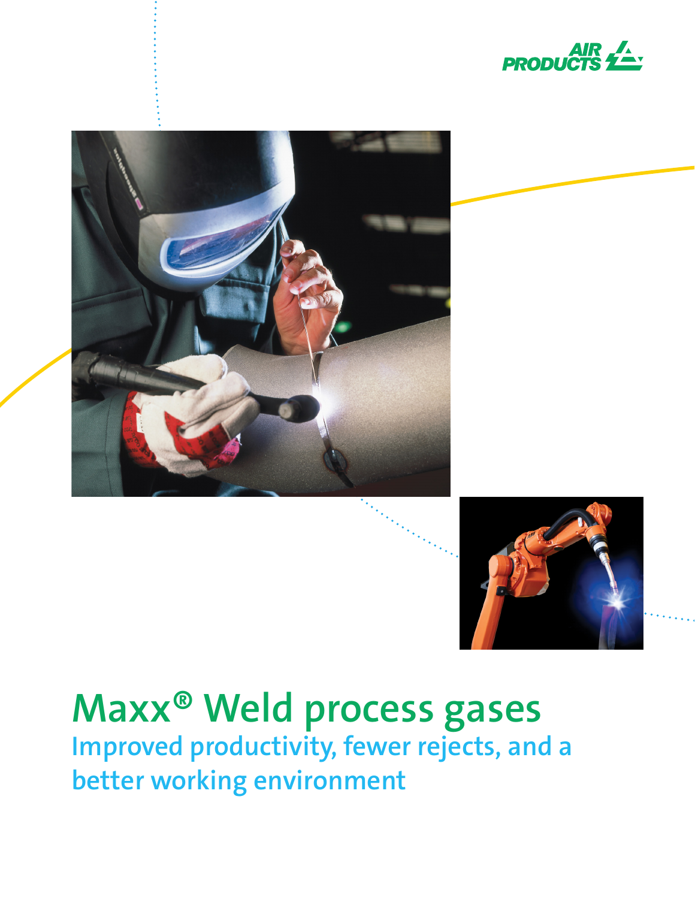# Maxx® Weld process gases

## Improved productivity, fewer rejects, and a better working environment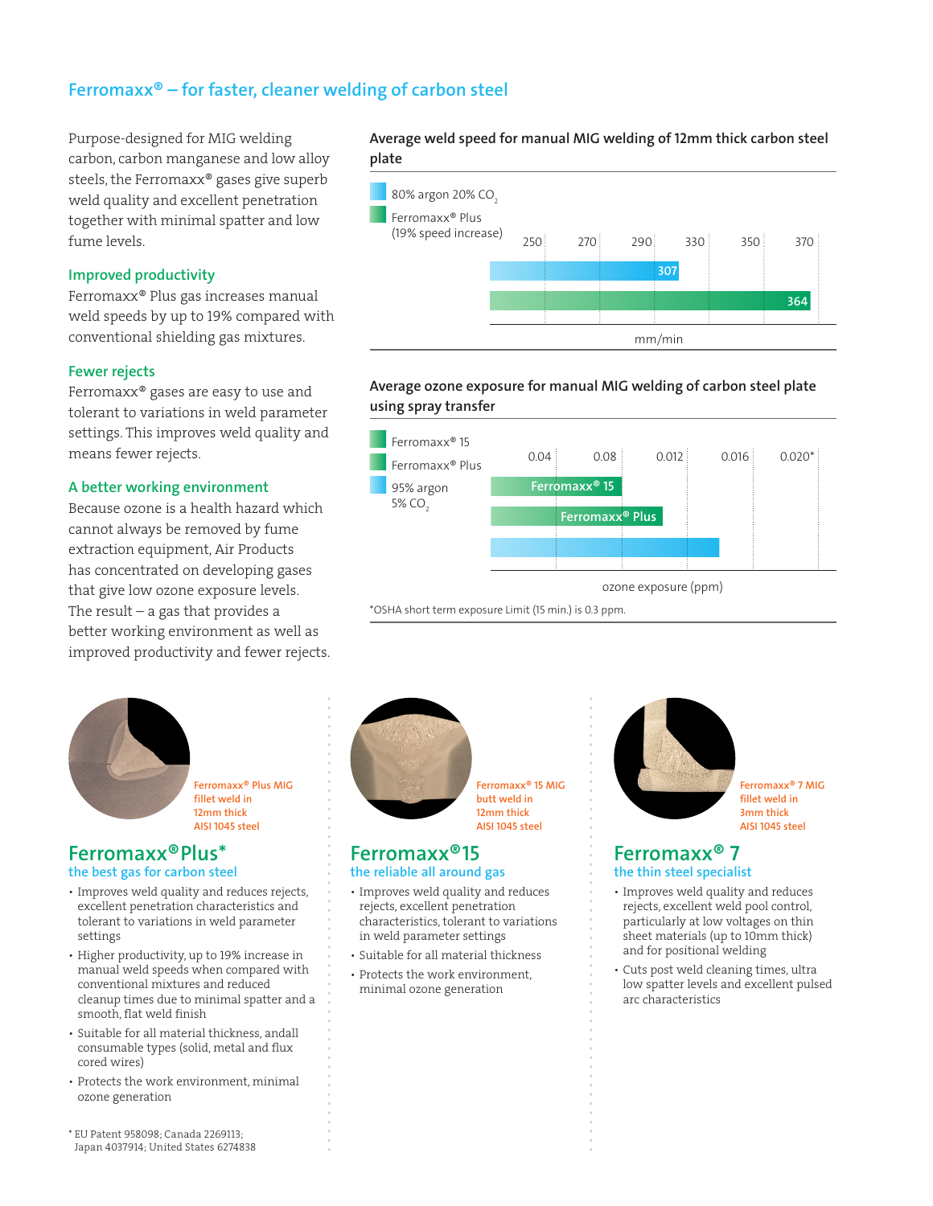## Ferromaxx® – for faster, cleaner welding of carbon steel

Purpose-designed for MIG welding carbon, carbon manganese and low alloy steels, the Ferromaxx® gases give superb weld quality and excellent penetration together with minimal spatter and low fume levels.

### Improved productivity

Ferromaxx® Plus gas increases manual weld speeds by up to 19% compared with conventional shielding gas mixtures.

### Fewer rejects

Ferromaxx® gases are easy to use and tolerant to variations in weld parameter settings. This improves weld quality and means fewer rejects.

### A better working environment

Because ozone is a health hazard which cannot always be removed by fume extraction equipment, Air Products has concentrated on developing gases that give low ozone exposure levels. The result – a gas that provides a better working environment as well as improved productivity and fewer rejects.

**Average weld speed for manual MIG welding of 12mm thick carbon steel plate**

80% argon 20% $CO_2$

Ferromaxx® Plus (19% speed increase)

250 270 290 330 350 370

307

364

mm/min

**Average ozone exposure for manual MIG welding of carbon steel plate using spray transfer**

Ferromaxx® 15

Ferromaxx® Plus

95% argon 5% $CO_2$

0.04 0.08 0.012 0.016 0.020*

Ferromaxx® 15

Ferromaxx® Plus

ozone exposure (ppm)

*OSHA short term exposure Limit (15 min.) is 0.3 ppm.

Ferromaxx® Plus MIG fillet weld in 12mm thick AISI 1045 steel

## Ferromaxx® Plus*

### the best gas for carbon steel

- Improves weld quality and reduces rejects, excellent penetration characteristics and tolerant to variations in weld parameter settings
- Higher productivity, up to 19% increase in manual weld speeds when compared with conventional mixtures and reduced cleanup times due to minimal spatter and a smooth, flat weld finish
- Suitable for all material thickness, andall consumable types (solid, metal and flux cored wires)
- Protects the work environment, minimal ozone generation

\* EU Patent 958098; Canada 2269113; Japan 4037914; United States 6274838

Ferromaxx® 15 MIG butt weld in 12mm thick AISI 1045 steel

## Ferromaxx® 15

### the reliable all around gas

- Improves weld quality and reduces rejects, excellent penetration characteristics, tolerant to variations in weld parameter settings
- Suitable for all material thickness
- Protects the work environment, minimal ozone generation

Ferromaxx® 7 MIG fillet weld in 3mm thick AISI 1045 steel

## Ferromaxx® 7

### the thin steel specialist

- Improves weld quality and reduces rejects, excellent weld pool control, particularly at low voltages on thin sheet materials (up to 10mm thick) and for positional welding
- Cuts post weld cleaning times, ultra low spatter levels and excellent pulsed arc characteristics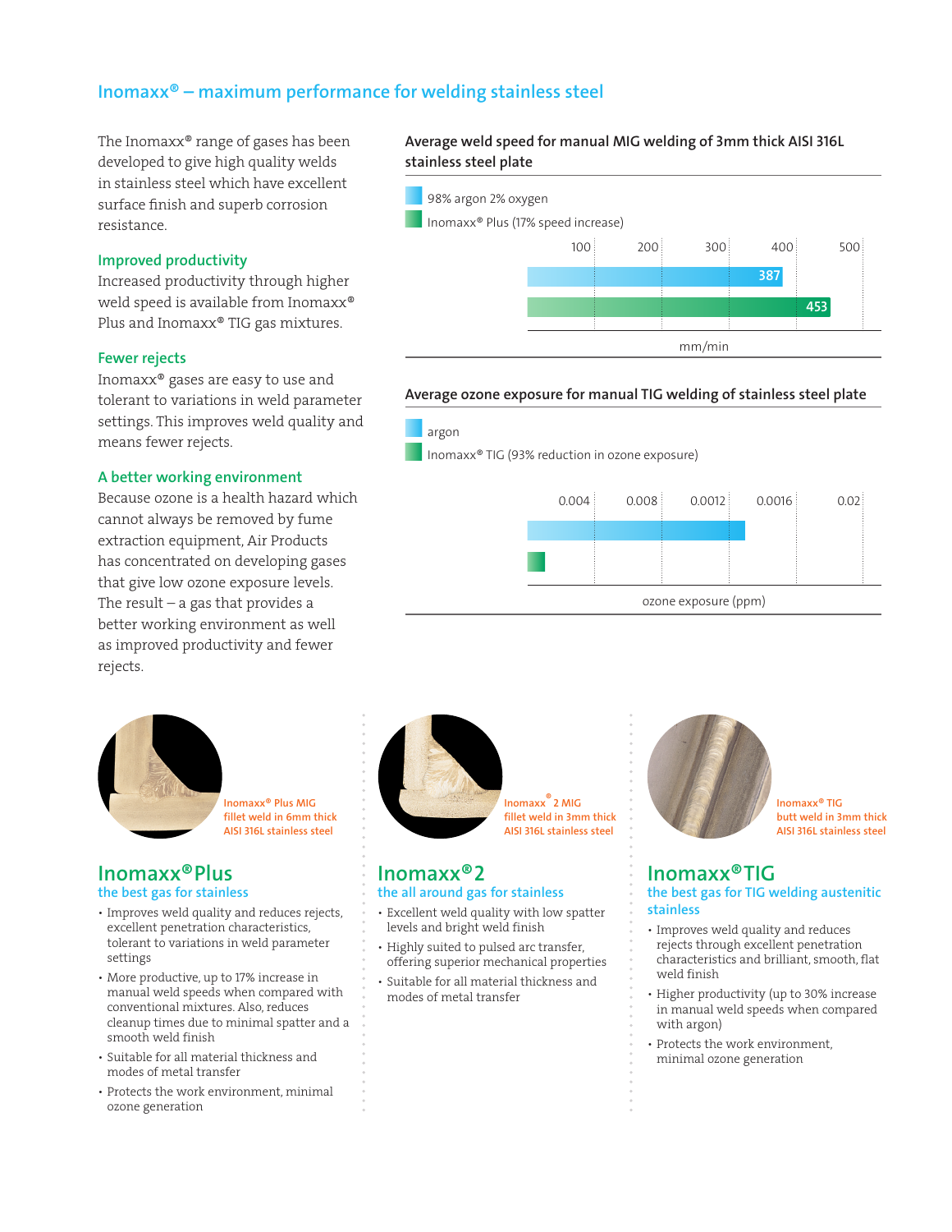## Inomaxx® – maximum performance for welding stainless steel

The Inomaxx® range of gases has been developed to give high quality welds in stainless steel which have excellent surface finish and superb corrosion resistance.

### Improved productivity

Increased productivity through higher weld speed is available from Inomaxx® Plus and Inomaxx® TIG gas mixtures.

### Fewer rejects

Inomaxx® gases are easy to use and tolerant to variations in weld parameter settings. This improves weld quality and means fewer rejects.

### A better working environment

Because ozone is a health hazard which cannot always be removed by fume extraction equipment, Air Products has concentrated on developing gases that give low ozone exposure levels. The result – a gas that provides a better working environment as well as improved productivity and fewer rejects.

**Average weld speed for manual MIG welding of 3mm thick AISI 316L stainless steel plate**

98% argon 2% oxygen
Inomaxx® Plus (17% speed increase)
100 200 300 400 500
387
453
mm/min

**Average ozone exposure for manual TIG welding of stainless steel plate**

argon
Inomaxx® TIG (93% reduction in ozone exposure)
0.004 0.008 0.0012 0.0016 0.02
ozone exposure (ppm)

Inomaxx® Plus MIG fillet weld in 6mm thick AISI 316L stainless steel

## Inomaxx® Plus

**the best gas for stainless**

- Improves weld quality and reduces rejects, excellent penetration characteristics, tolerant to variations in weld parameter settings
- More productive, up to 17% increase in manual weld speeds when compared with conventional mixtures. Also, reduces cleanup times due to minimal spatter and a smooth weld finish
- Suitable for all material thickness and modes of metal transfer
- Protects the work environment, minimal ozone generation

Inomaxx® 2 MIG fillet weld in 3mm thick AISI 316L stainless steel

## Inomaxx® 2

**the all around gas for stainless**

- Excellent weld quality with low spatter levels and bright weld finish
- Highly suited to pulsed arc transfer, offering superior mechanical properties
- Suitable for all material thickness and modes of metal transfer

Inomaxx® TIG butt weld in 3mm thick AISI 316L stainless steel

## Inomaxx® TIG

**the best gas for TIG welding austenitic stainless**

- Improves weld quality and reduces rejects through excellent penetration characteristics and brilliant, smooth, flat weld finish
- Higher productivity (up to 30% increase in manual weld speeds when compared with argon)
- Protects the work environment, minimal ozone generation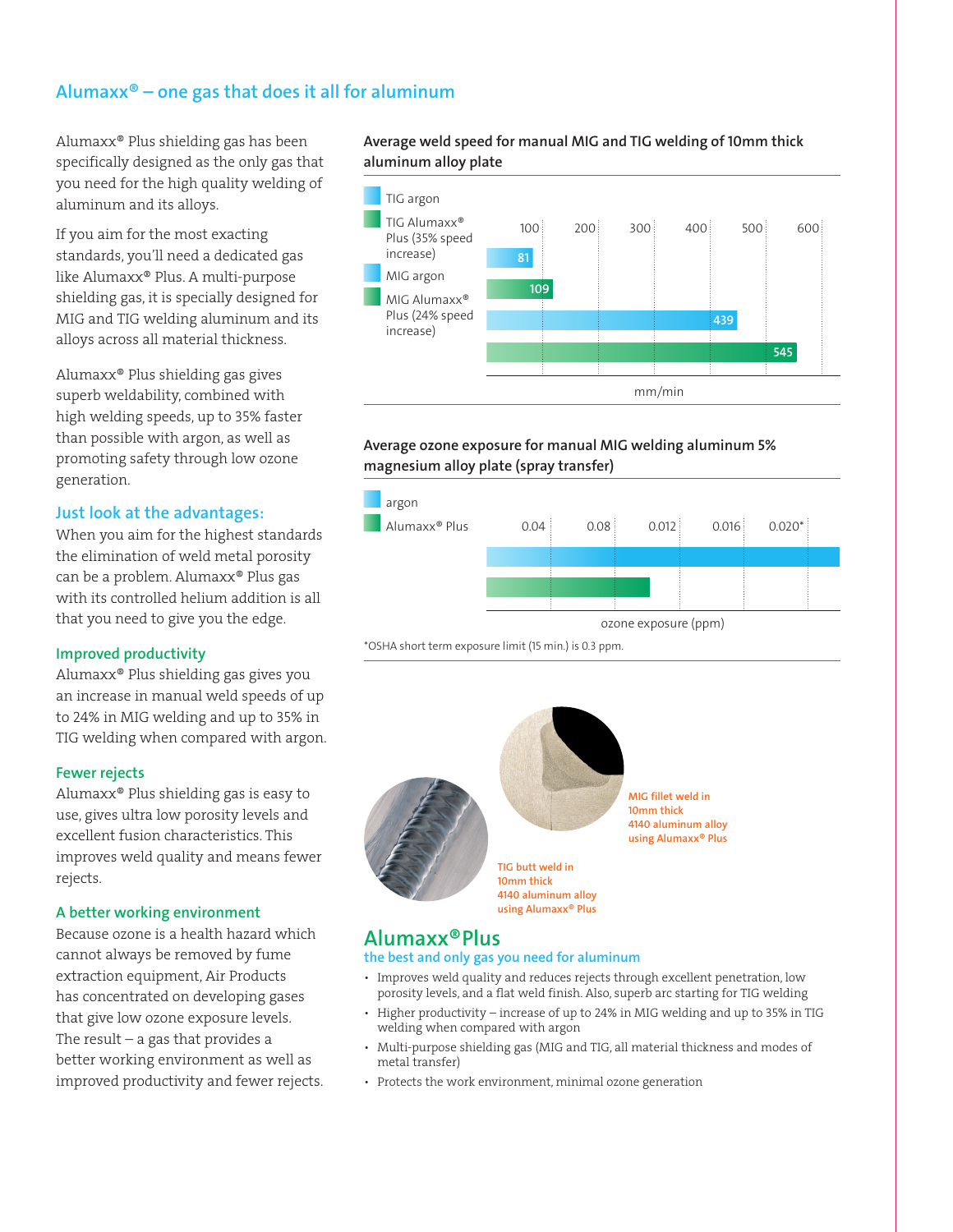## Alumaxx® – one gas that does it all for aluminum

Alumaxx® Plus shielding gas has been specifically designed as the only gas that you need for the high quality welding of aluminum and its alloys.

If you aim for the most exacting standards, you'll need a dedicated gas like Alumaxx® Plus. A multi-purpose shielding gas, it is specially designed for MIG and TIG welding aluminum and its alloys across all material thickness.

Alumaxx® Plus shielding gas gives superb weldability, combined with high welding speeds, up to 35% faster than possible with argon, as well as promoting safety through low ozone generation.

### Just look at the advantages:

When you aim for the highest standards the elimination of weld metal porosity can be a problem. Alumaxx® Plus gas with its controlled helium addition is all that you need to give you the edge.

#### Improved productivity

Alumaxx® Plus shielding gas gives you an increase in manual weld speeds of up to 24% in MIG welding and up to 35% in TIG welding when compared with argon.

#### Fewer rejects

Alumaxx® Plus shielding gas is easy to use, gives ultra low porosity levels and excellent fusion characteristics. This improves weld quality and means fewer rejects.

#### A better working environment

Because ozone is a health hazard which cannot always be removed by fume extraction equipment, Air Products has concentrated on developing gases that give low ozone exposure levels. The result – a gas that provides a better working environment as well as improved productivity and fewer rejects.

**Average weld speed for manual MIG and TIG welding of 10mm thick aluminum alloy plate**

TIG argon
TIG Alumaxx® Plus (35% speed increase)
MIG argon
MIG Alumaxx® Plus (24% speed increase)

100 200 300 400 500 600

81
109
439
545

mm/min

**Average ozone exposure for manual MIG welding aluminum 5% magnesium alloy plate (spray transfer)**

argon
Alumaxx® Plus

0.04 0.08 0.012 0.016 0.020*

ozone exposure (ppm)

*OSHA short term exposure limit (15 min.) is 0.3 ppm.

MIG fillet weld in 10mm thick 4140 aluminum alloy using Alumaxx® Plus

TIG butt weld in 10mm thick 4140 aluminum alloy using Alumaxx® Plus

## Alumaxx® Plus

### the best and only gas you need for aluminum

- Improves weld quality and reduces rejects through excellent penetration, low porosity levels, and a flat weld finish. Also, superb arc starting for TIG welding
- Higher productivity – increase of up to 24% in MIG welding and up to 35% in TIG welding when compared with argon
- Multi-purpose shielding gas (MIG and TIG, all material thickness and modes of metal transfer)
- Protects the work environment, minimal ozone generation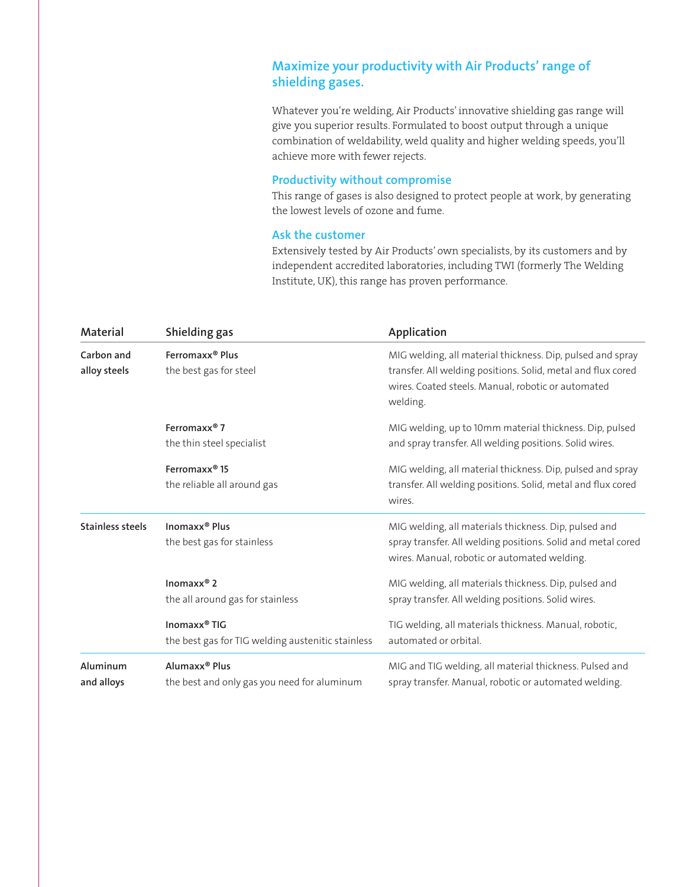## Maximize your productivity with Air Products' range of shielding gases.

Whatever you're welding, Air Products' innovative shielding gas range will give you superior results. Formulated to boost output through a unique combination of weldability, weld quality and higher welding speeds, you'll achieve more with fewer rejects.

### Productivity without compromise

This range of gases is also designed to protect people at work, by generating the lowest levels of ozone and fume.

### Ask the customer

Extensively tested by Air Products' own specialists, by its customers and by independent accredited laboratories, including TWI (formerly The Welding Institute, UK), this range has proven performance.

| Material | Shielding gas | Application |
|---|---|---|
| Carbon and alloy steels | **Ferromaxx® Plus**<br>the best gas for steel | MIG welding, all material thickness. Dip, pulsed and spray transfer. All welding positions. Solid, metal and flux cored wires. Coated steels. Manual, robotic or automated welding. |
| | **Ferromaxx® 7**<br>the thin steel specialist | MIG welding, up to 10mm material thickness. Dip, pulsed and spray transfer. All welding positions. Solid wires. |
| | **Ferromaxx® 15**<br>the reliable all around gas | MIG welding, all material thickness. Dip, pulsed and spray transfer. All welding positions. Solid, metal and flux cored wires. |
| Stainless steels | **Inomaxx® Plus**<br>the best gas for stainless | MIG welding, all materials thickness. Dip, pulsed and spray transfer. All welding positions. Solid and metal cored wires. Manual, robotic or automated welding. |
| | **Inomaxx® 2**<br>the all around gas for stainless | MIG welding, all materials thickness. Dip, pulsed and spray transfer. All welding positions. Solid wires. |
| | **Inomaxx® TIG**<br>the best gas for TIG welding austenitic stainless | TIG welding, all materials thickness. Manual, robotic, automated or orbital. |
| Aluminum and alloys | **Alumaxx® Plus**<br>the best and only gas you need for aluminum | MIG and TIG welding, all material thickness. Pulsed and spray transfer. Manual, robotic or automated welding. |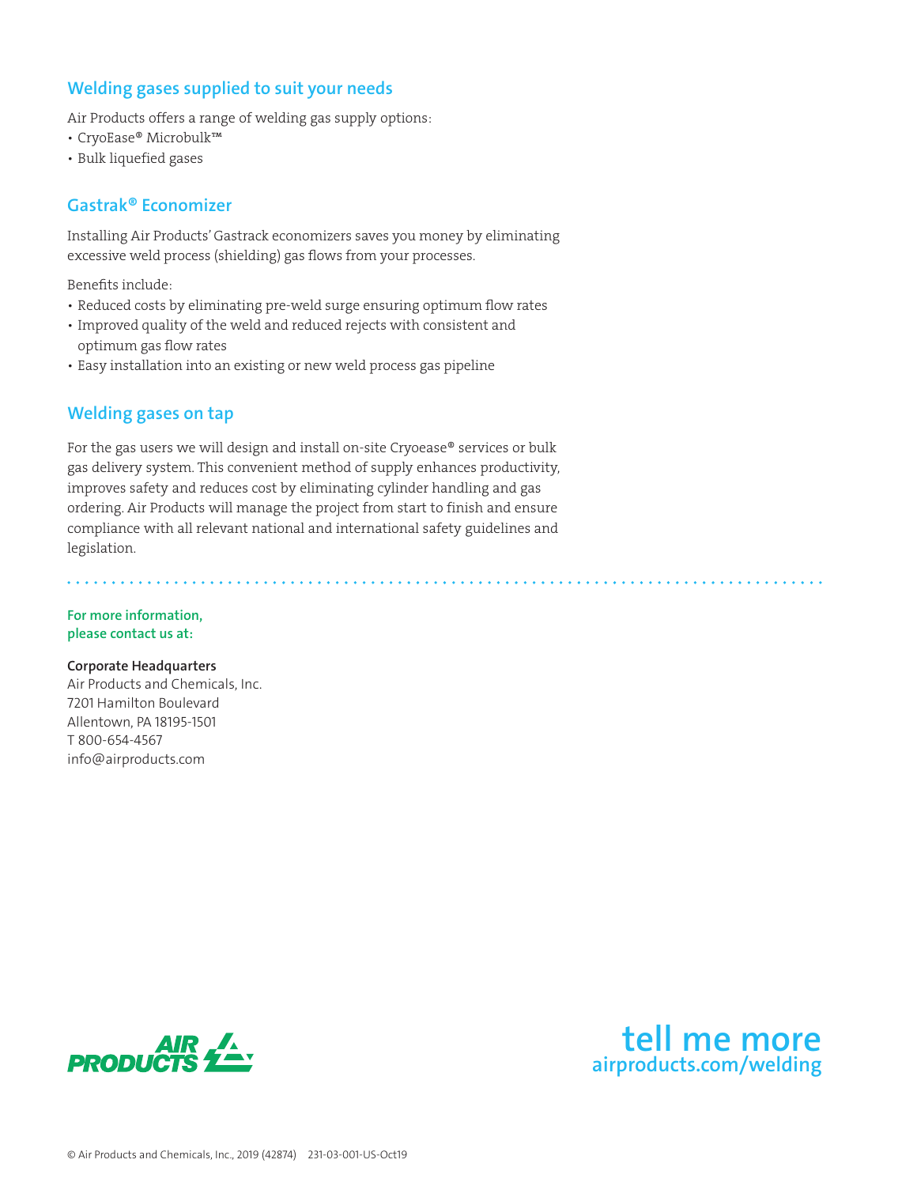## Welding gases supplied to suit your needs

Air Products offers a range of welding gas supply options:

- CryoEase® Microbulk™
- Bulk liquefied gases

## Gastrak® Economizer

Installing Air Products' Gastrack economizers saves you money by eliminating excessive weld process (shielding) gas flows from your processes.

Benefits include:

- Reduced costs by eliminating pre-weld surge ensuring optimum flow rates
- Improved quality of the weld and reduced rejects with consistent and optimum gas flow rates
- Easy installation into an existing or new weld process gas pipeline

## Welding gases on tap

For the gas users we will design and install on-site Cryoease® services or bulk gas delivery system. This convenient method of supply enhances productivity, improves safety and reduces cost by eliminating cylinder handling and gas ordering. Air Products will manage the project from start to finish and ensure compliance with all relevant national and international safety guidelines and legislation.

**For more information, please contact us at:**

**Corporate Headquarters**
Air Products and Chemicals, Inc.
7201 Hamilton Boulevard
Allentown, PA 18195-1501
T 800-654-4567
info@airproducts.com

AIR PRODUCTS

**tell me more**
**airproducts.com/welding**

© Air Products and Chemicals, Inc., 2019 (42874) 231-03-001-US-Oct19